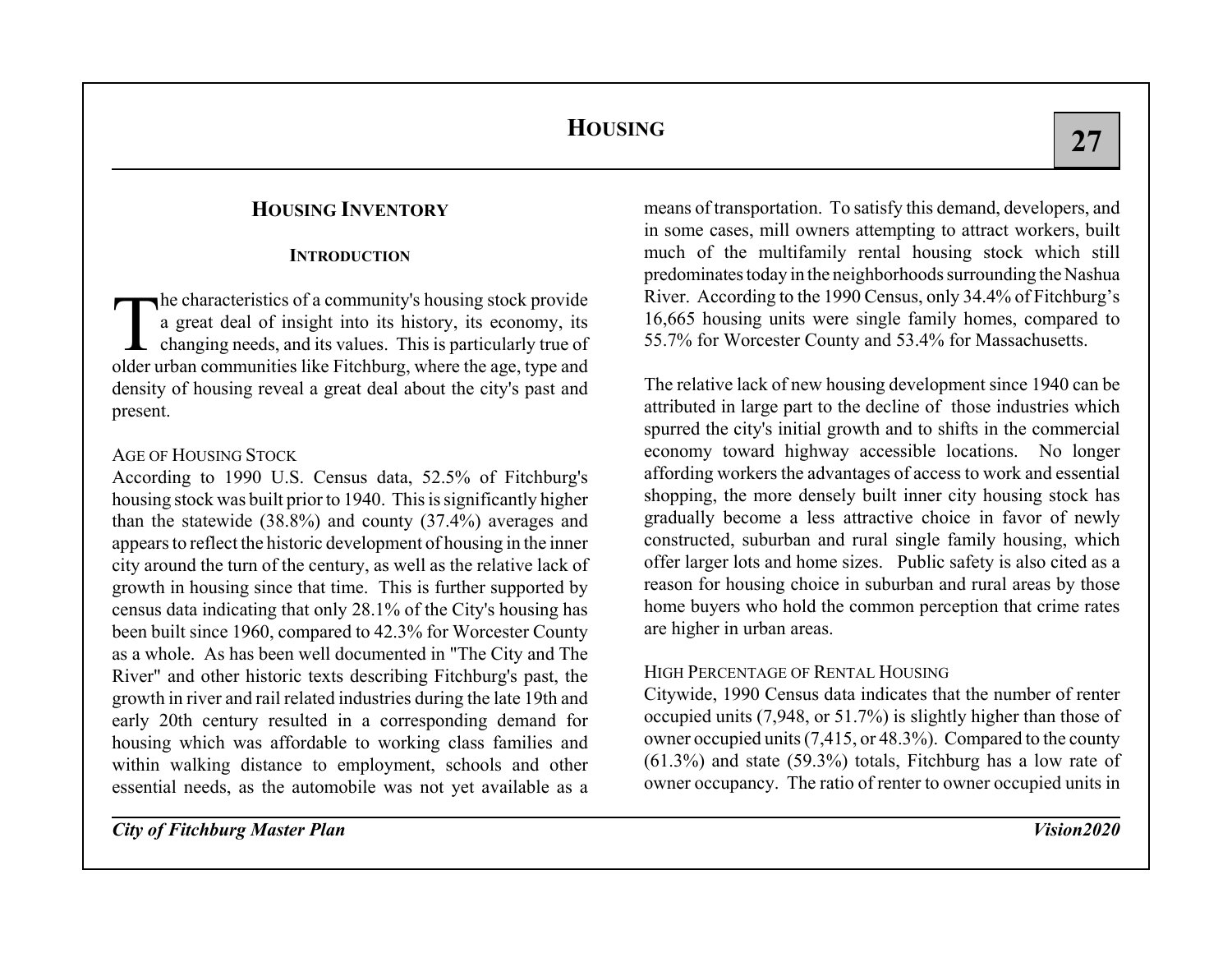# HOUSING

## HOUSING INVENTORY

### INTRODUCTION

The characteristics of a community's housing stock provide a great deal of insight into its history, its economy, its changing needs, and its values. This is particularly true of older urban communities like Fitchburg, where the age, type and density of housing reveal a great deal about the city's past and present.

#### AGE OF HOUSING STOCK

According to 1990 U.S. Census data, 52.5% of Fitchburg's housing stock was built prior to 1940. This is significantly higher than the statewide (38.8%) and county (37.4%) averages and appears to reflect the historic development of housing in the inner city around the turn of the century, as well as the relative lack of growth in housing since that time. This is further supported by census data indicating that only 28.1% of the City's housing has been built since 1960, compared to 42.3% for Worcester County as a whole. As has been well documented in "The City and The River" and other historic texts describing Fitchburg's past, the growth in river and rail related industries during the late 19th and early 20th century resulted in a corresponding demand for housing which was affordable to working class families and within walking distance to employment, schools and other essential needs, as the automobile was not yet available as a means of transportation. To satisfy this demand, developers, and in some cases, mill owners attempting to attract workers, built much of the multifamily rental housing stock which still predominates today in the neighborhoods surrounding the Nashua River. According to the 1990 Census, only 34.4% of Fitchburg's 16,665 housing units were single family homes, compared to 55.7% for Worcester County and 53.4% for Massachusetts.

The relative lack of new housing development since 1940 can be attributed in large part to the decline of those industries which spurred the city's initial growth and to shifts in the commercial economy toward highway accessible locations. No longer affording workers the advantages of access to work and essential shopping, the more densely built inner city housing stock has gradually become a less attractive choice in favor of newly constructed, suburban and rural single family housing, which offer larger lots and home sizes. Public safety is also cited as a reason for housing choice in suburban and rural areas by those home buyers who hold the common perception that crime rates are higher in urban areas.

#### HIGH PERCENTAGE OF RENTAL HOUSING

Citywide, 1990 Census data indicates that the number of renter occupied units (7,948, or 51.7%) is slightly higher than those of owner occupied units (7,415, or 48.3%). Compared to the county (61.3%) and state (59.3%) totals, Fitchburg has a low rate of owner occupancy. The ratio of renter to owner occupied units in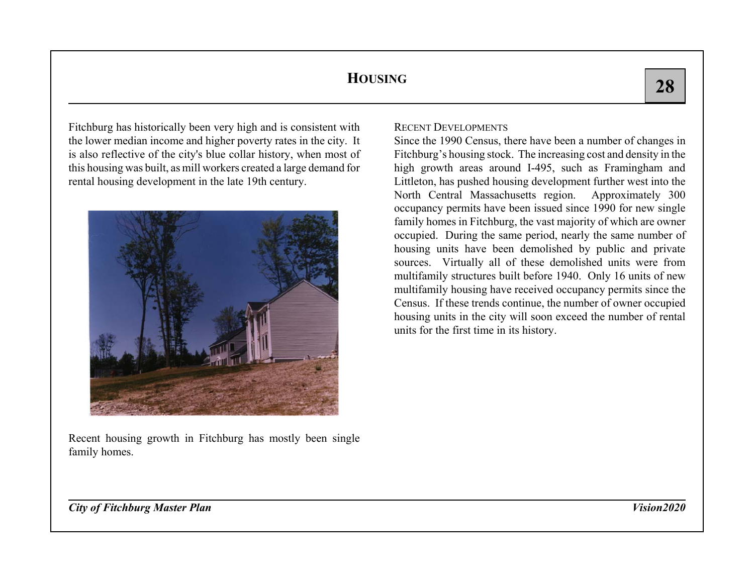Fitchburg has historically been very high and is consistent with the lower median income and higher poverty rates in the city. It is also reflective of the city's blue collar history, when most of this housing was built, as mill workers created a large demand for rental housing development in the late 19th century.

Recent housing growth in Fitchburg has mostly been single family homes.

### Recent Developments

Since the 1990 Census, there have been a number of changes in Fitchburg's housing stock. The increasing cost and density in the high growth areas around I-495, such as Framingham and Littleton, has pushed housing development further west into the North Central Massachusetts region. Approximately 300 occupancy permits have been issued since 1990 for new single family homes in Fitchburg, the vast majority of which are owner occupied. During the same period, nearly the same number of housing units have been demolished by public and private sources. Virtually all of these demolished units were from multifamily structures built before 1940. Only 16 units of new multifamily housing have received occupancy permits since the Census. If these trends continue, the number of owner occupied housing units in the city will soon exceed the number of rental units for the first time in its history.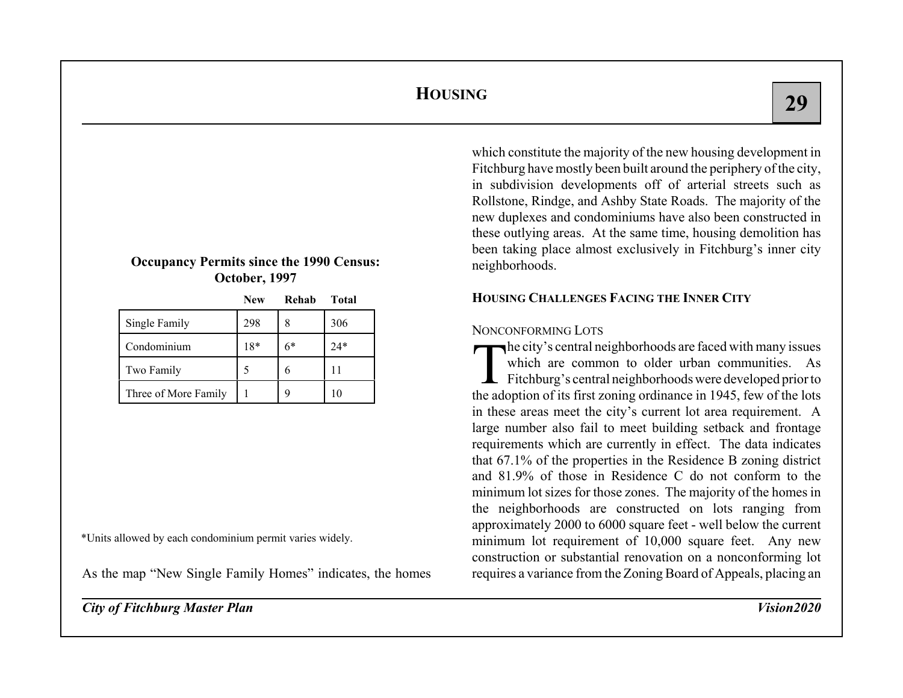**Occupancy Permits since the 1990 Census: October, 1997**

| | New | Rehab | Total |
|---|---|---|---|
| Single Family | 298 | 8 | 306 |
| Condominium | 18* | 6* | 24* |
| Two Family | 5 | 6 | 11 |
| Three of More Family | 1 | 9 | 10 |

*Units allowed by each condominium permit varies widely.

As the map "New Single Family Homes" indicates, the homes which constitute the majority of the new housing development in Fitchburg have mostly been built around the periphery of the city, in subdivision developments off of arterial streets such as Rollstone, Rindge, and Ashby State Roads. The majority of the new duplexes and condominiums have also been constructed in these outlying areas. At the same time, housing demolition has been taking place almost exclusively in Fitchburg's inner city neighborhoods.

### HOUSING CHALLENGES FACING THE INNER CITY

#### NONCONFORMING LOTS

The city's central neighborhoods are faced with many issues which are common to older urban communities. As Fitchburg's central neighborhoods were developed prior to the adoption of its first zoning ordinance in 1945, few of the lots in these areas meet the city's current lot area requirement. A large number also fail to meet building setback and frontage requirements which are currently in effect. The data indicates that 67.1% of the properties in the Residence B zoning district and 81.9% of those in Residence C do not conform to the minimum lot sizes for those zones. The majority of the homes in the neighborhoods are constructed on lots ranging from approximately 2000 to 6000 square feet - well below the current minimum lot requirement of 10,000 square feet. Any new construction or substantial renovation on a nonconforming lot requires a variance from the Zoning Board of Appeals, placing an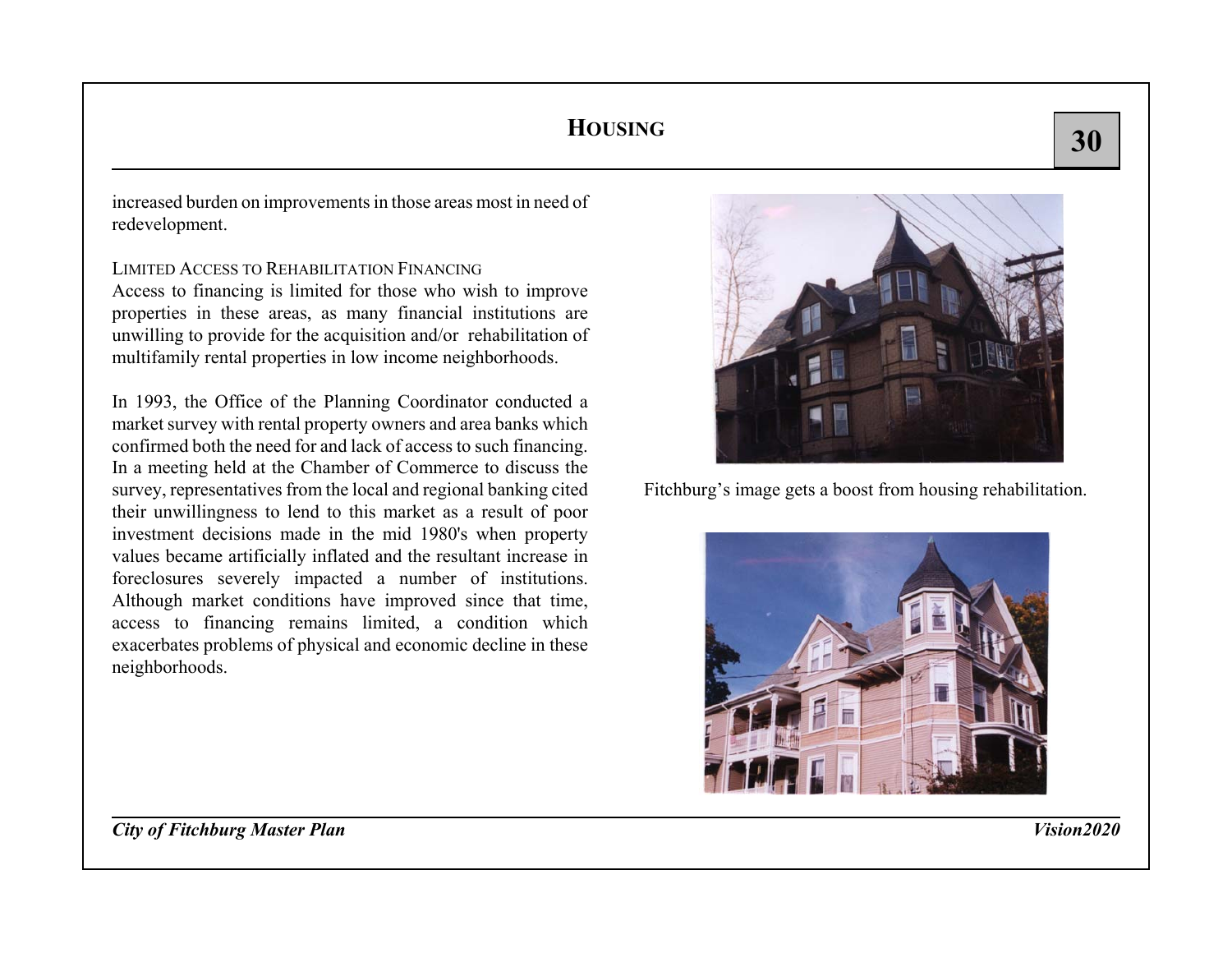increased burden on improvements in those areas most in need of redevelopment.

LIMITED ACCESS TO REHABILITATION FINANCING

Access to financing is limited for those who wish to improve properties in these areas, as many financial institutions are unwilling to provide for the acquisition and/or rehabilitation of multifamily rental properties in low income neighborhoods.

In 1993, the Office of the Planning Coordinator conducted a market survey with rental property owners and area banks which confirmed both the need for and lack of access to such financing. In a meeting held at the Chamber of Commerce to discuss the survey, representatives from the local and regional banking cited their unwillingness to lend to this market as a result of poor investment decisions made in the mid 1980's when property values became artificially inflated and the resultant increase in foreclosures severely impacted a number of institutions. Although market conditions have improved since that time, access to financing remains limited, a condition which exacerbates problems of physical and economic decline in these neighborhoods.

Fitchburg's image gets a boost from housing rehabilitation.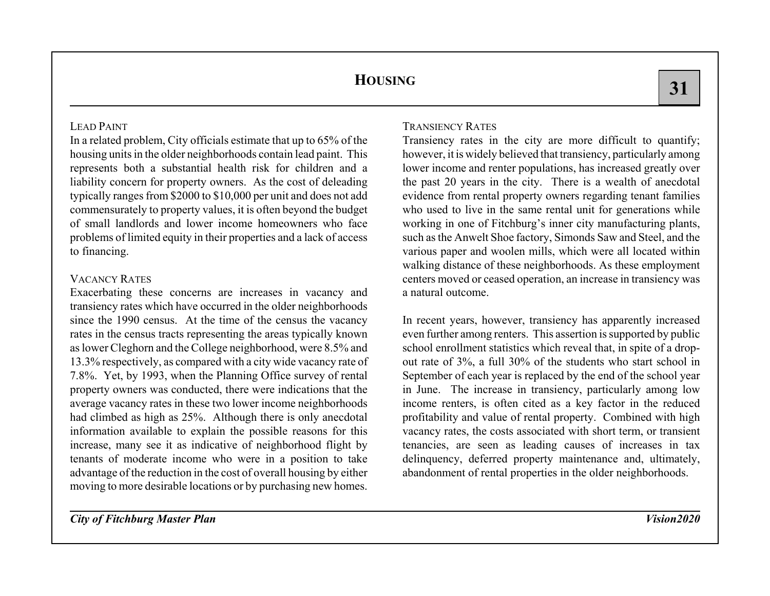# HOUSING

### LEAD PAINT

In a related problem, City officials estimate that up to 65% of the housing units in the older neighborhoods contain lead paint. This represents both a substantial health risk for children and a liability concern for property owners. As the cost of deleading typically ranges from $2000 to $10,000 per unit and does not add commensurately to property values, it is often beyond the budget of small landlords and lower income homeowners who face problems of limited equity in their properties and a lack of access to financing.

### VACANCY RATES

Exacerbating these concerns are increases in vacancy and transiency rates which have occurred in the older neighborhoods since the 1990 census. At the time of the census the vacancy rates in the census tracts representing the areas typically known as lower Cleghorn and the College neighborhood, were 8.5% and 13.3% respectively, as compared with a city wide vacancy rate of 7.8%. Yet, by 1993, when the Planning Office survey of rental property owners was conducted, there were indications that the average vacancy rates in these two lower income neighborhoods had climbed as high as 25%. Although there is only anecdotal information available to explain the possible reasons for this increase, many see it as indicative of neighborhood flight by tenants of moderate income who were in a position to take advantage of the reduction in the cost of overall housing by either moving to more desirable locations or by purchasing new homes.

### TRANSIENCY RATES

Transiency rates in the city are more difficult to quantify; however, it is widely believed that transiency, particularly among lower income and renter populations, has increased greatly over the past 20 years in the city. There is a wealth of anecdotal evidence from rental property owners regarding tenant families who used to live in the same rental unit for generations while working in one of Fitchburg's inner city manufacturing plants, such as the Anwelt Shoe factory, Simonds Saw and Steel, and the various paper and woolen mills, which were all located within walking distance of these neighborhoods. As these employment centers moved or ceased operation, an increase in transiency was a natural outcome.

In recent years, however, transiency has apparently increased even further among renters. This assertion is supported by public school enrollment statistics which reveal that, in spite of a drop-out rate of 3%, a full 30% of the students who start school in September of each year is replaced by the end of the school year in June. The increase in transiency, particularly among low income renters, is often cited as a key factor in the reduced profitability and value of rental property. Combined with high vacancy rates, the costs associated with short term, or transient tenancies, are seen as leading causes of increases in tax delinquency, deferred property maintenance and, ultimately, abandonment of rental properties in the older neighborhoods.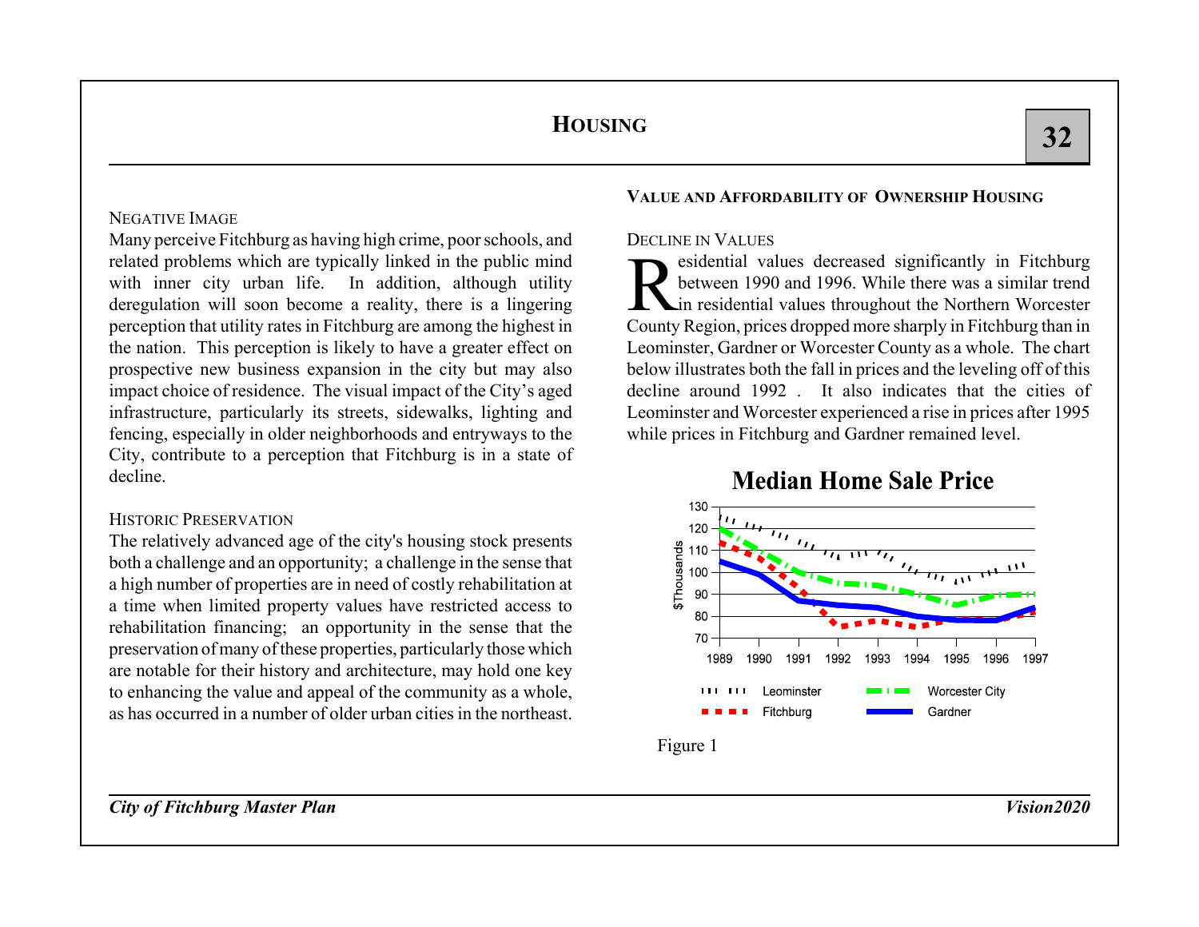## Housing

### Negative Image

Many perceive Fitchburg as having high crime, poor schools, and related problems which are typically linked in the public mind with inner city urban life. In addition, although utility deregulation will soon become a reality, there is a lingering perception that utility rates in Fitchburg are among the highest in the nation. This perception is likely to have a greater effect on prospective new business expansion in the city but may also impact choice of residence. The visual impact of the City's aged infrastructure, particularly its streets, sidewalks, lighting and fencing, especially in older neighborhoods and entryways to the City, contribute to a perception that Fitchburg is in a state of decline.

### Historic Preservation

The relatively advanced age of the city's housing stock presents both a challenge and an opportunity; a challenge in the sense that a high number of properties are in need of costly rehabilitation at a time when limited property values have restricted access to rehabilitation financing; an opportunity in the sense that the preservation of many of these properties, particularly those which are notable for their history and architecture, may hold one key to enhancing the value and appeal of the community as a whole, as has occurred in a number of older urban cities in the northeast.

## Value and Affordability of Ownership Housing

### Decline in Values

Residential values decreased significantly in Fitchburg between 1990 and 1996. While there was a similar trend in residential values throughout the Northern Worcester County Region, prices dropped more sharply in Fitchburg than in Leominster, Gardner or Worcester County as a whole. The chart below illustrates both the fall in prices and the leveling off of this decline around 1992 . It also indicates that the cities of Leominster and Worcester experienced a rise in prices after 1995 while prices in Fitchburg and Gardner remained level.

**Median Home Sale Price**

(Line chart, $Thousands, 1989–1997; series: Leominster, Worcester City, Fitchburg, Gardner)

Figure 1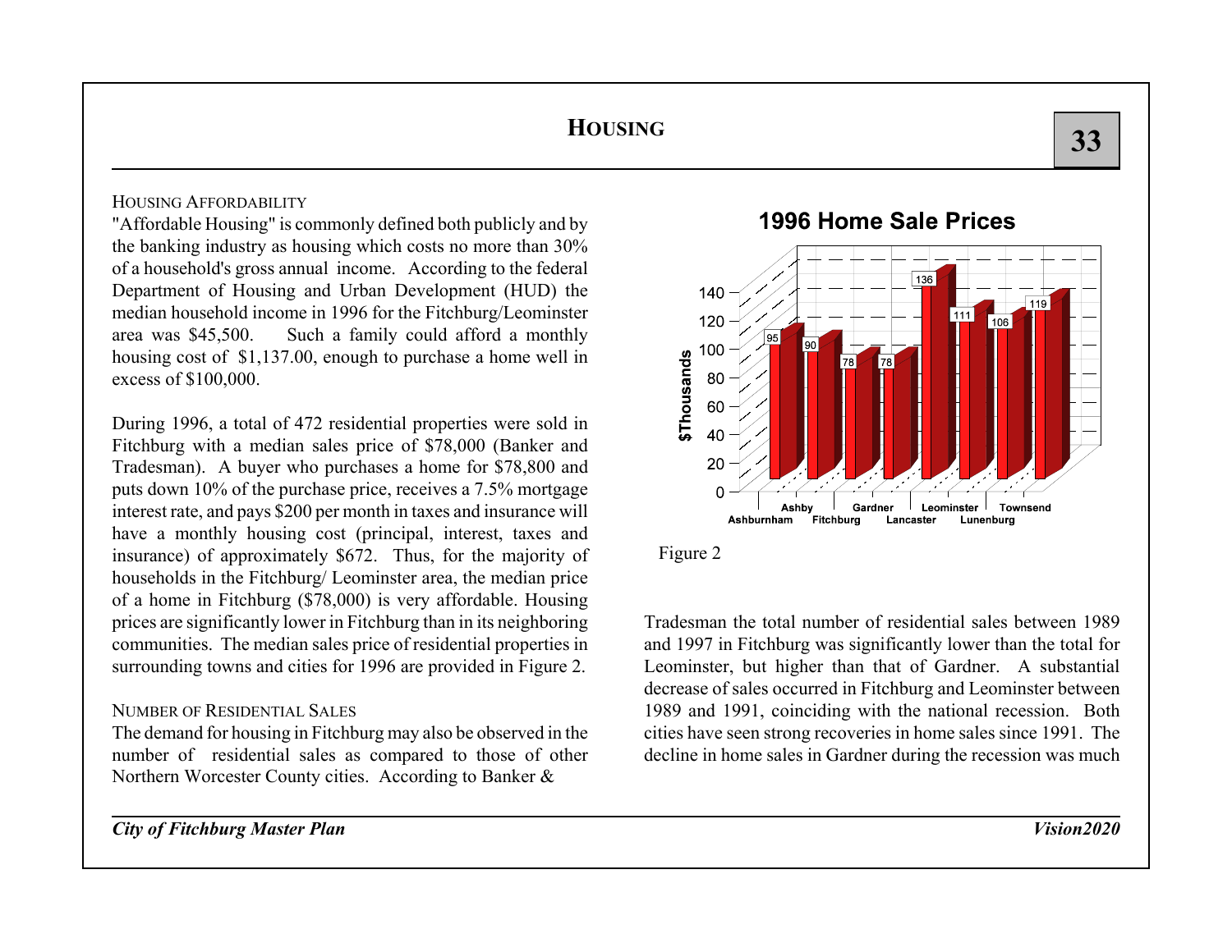# HOUSING

### HOUSING AFFORDABILITY

"Affordable Housing" is commonly defined both publicly and by the banking industry as housing which costs no more than 30% of a household's gross annual income. According to the federal Department of Housing and Urban Development (HUD) the median household income in 1996 for the Fitchburg/Leominster area was $45,500. Such a family could afford a monthly housing cost of $1,137.00, enough to purchase a home well in excess of $100,000.

During 1996, a total of 472 residential properties were sold in Fitchburg with a median sales price of $78,000 (Banker and Tradesman). A buyer who purchases a home for $78,800 and puts down 10% of the purchase price, receives a 7.5% mortgage interest rate, and pays $200 per month in taxes and insurance will have a monthly housing cost (principal, interest, taxes and insurance) of approximately $672. Thus, for the majority of households in the Fitchburg/ Leominster area, the median price of a home in Fitchburg ($78,000) is very affordable. Housing prices are significantly lower in Fitchburg than in its neighboring communities. The median sales price of residential properties in surrounding towns and cities for 1996 are provided in Figure 2.

**1996 Home Sale Prices**

| Town | $Thousands |
|---|---|
| Ashburnham | 95 |
| Ashby | 90 |
| Fitchburg | 78 |
| Gardner | 78 |
| Lancaster | 136 |
| Leominster | 111 |
| Lunenburg | 106 |
| Townsend | 119 |

Figure 2

### NUMBER OF RESIDENTIAL SALES

The demand for housing in Fitchburg may also be observed in the number of residential sales as compared to those of other Northern Worcester County cities. According to Banker & Tradesman the total number of residential sales between 1989 and 1997 in Fitchburg was significantly lower than the total for Leominster, but higher than that of Gardner. A substantial decrease of sales occurred in Fitchburg and Leominster between 1989 and 1991, coinciding with the national recession. Both cities have seen strong recoveries in home sales since 1991. The decline in home sales in Gardner during the recession was much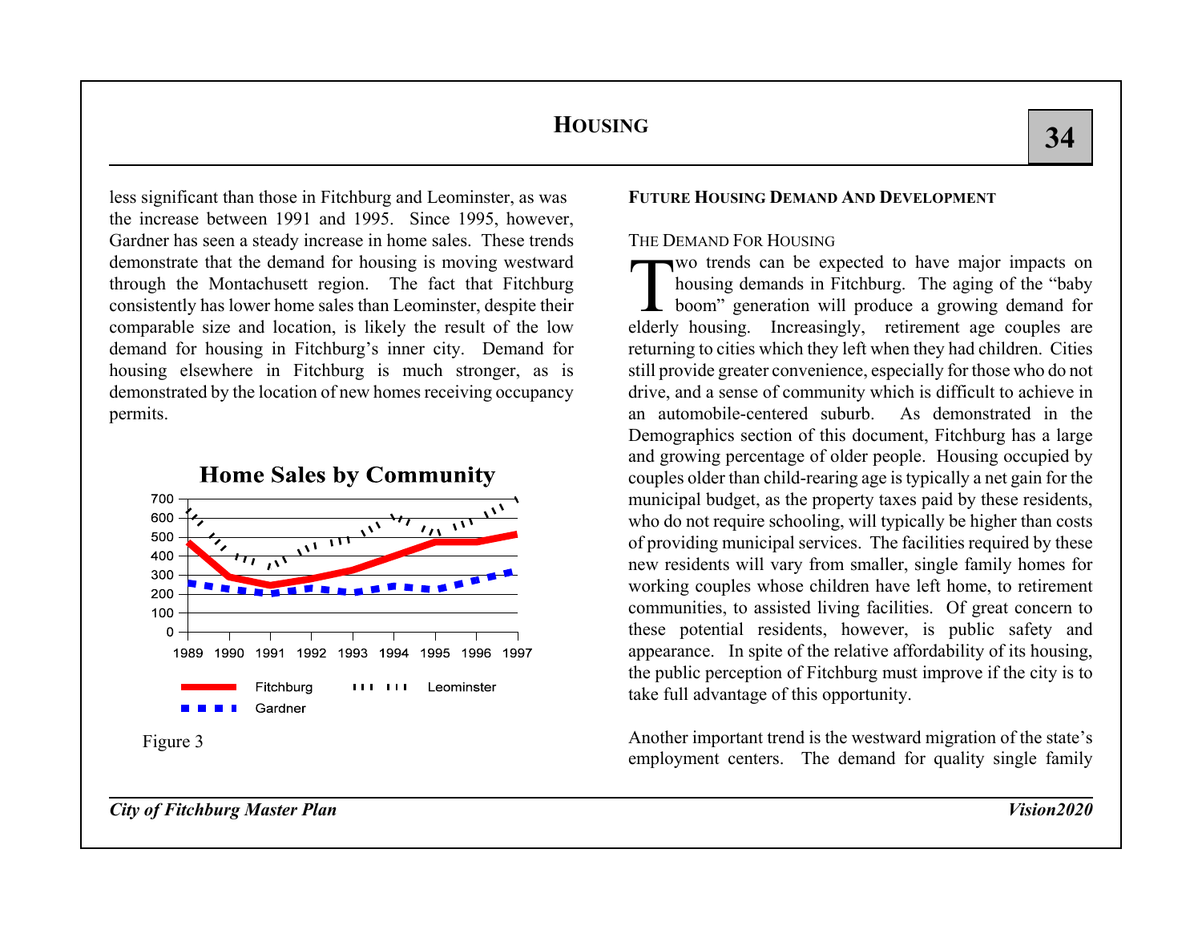less significant than those in Fitchburg and Leominster, as was the increase between 1991 and 1995. Since 1995, however, Gardner has seen a steady increase in home sales. These trends demonstrate that the demand for housing is moving westward through the Montachusett region. The fact that Fitchburg consistently has lower home sales than Leominster, despite their comparable size and location, is likely the result of the low demand for housing in Fitchburg's inner city. Demand for housing elsewhere in Fitchburg is much stronger, as is demonstrated by the location of new homes receiving occupancy permits.

**Home Sales by Community**

Figure 3

## FUTURE HOUSING DEMAND AND DEVELOPMENT

### THE DEMAND FOR HOUSING

Two trends can be expected to have major impacts on housing demands in Fitchburg. The aging of the "baby boom" generation will produce a growing demand for elderly housing. Increasingly, retirement age couples are returning to cities which they left when they had children. Cities still provide greater convenience, especially for those who do not drive, and a sense of community which is difficult to achieve in an automobile-centered suburb. As demonstrated in the Demographics section of this document, Fitchburg has a large and growing percentage of older people. Housing occupied by couples older than child-rearing age is typically a net gain for the municipal budget, as the property taxes paid by these residents, who do not require schooling, will typically be higher than costs of providing municipal services. The facilities required by these new residents will vary from smaller, single family homes for working couples whose children have left home, to retirement communities, to assisted living facilities. Of great concern to these potential residents, however, is public safety and appearance. In spite of the relative affordability of its housing, the public perception of Fitchburg must improve if the city is to take full advantage of this opportunity.

Another important trend is the westward migration of the state's employment centers. The demand for quality single family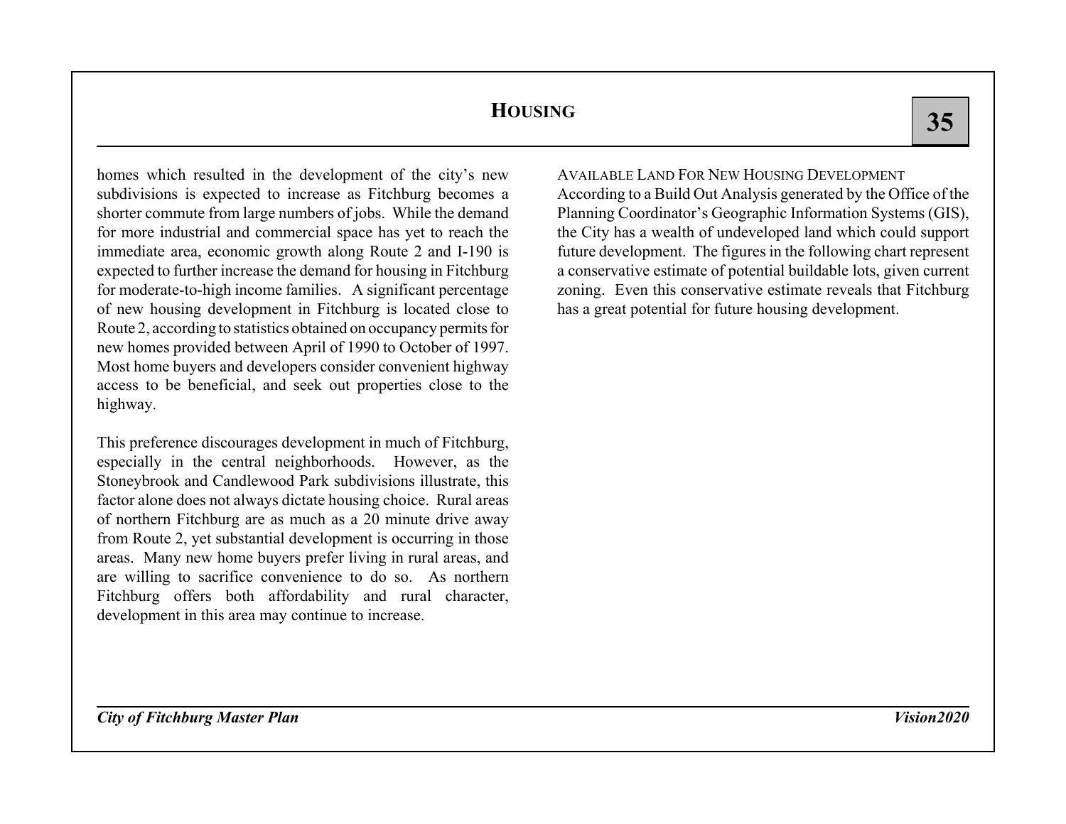homes which resulted in the development of the city's new subdivisions is expected to increase as Fitchburg becomes a shorter commute from large numbers of jobs. While the demand for more industrial and commercial space has yet to reach the immediate area, economic growth along Route 2 and I-190 is expected to further increase the demand for housing in Fitchburg for moderate-to-high income families. A significant percentage of new housing development in Fitchburg is located close to Route 2, according to statistics obtained on occupancy permits for new homes provided between April of 1990 to October of 1997. Most home buyers and developers consider convenient highway access to be beneficial, and seek out properties close to the highway.

This preference discourages development in much of Fitchburg, especially in the central neighborhoods. However, as the Stoneybrook and Candlewood Park subdivisions illustrate, this factor alone does not always dictate housing choice. Rural areas of northern Fitchburg are as much as a 20 minute drive away from Route 2, yet substantial development is occurring in those areas. Many new home buyers prefer living in rural areas, and are willing to sacrifice convenience to do so. As northern Fitchburg offers both affordability and rural character, development in this area may continue to increase.

### Available Land For New Housing Development

According to a Build Out Analysis generated by the Office of the Planning Coordinator's Geographic Information Systems (GIS), the City has a wealth of undeveloped land which could support future development. The figures in the following chart represent a conservative estimate of potential buildable lots, given current zoning. Even this conservative estimate reveals that Fitchburg has a great potential for future housing development.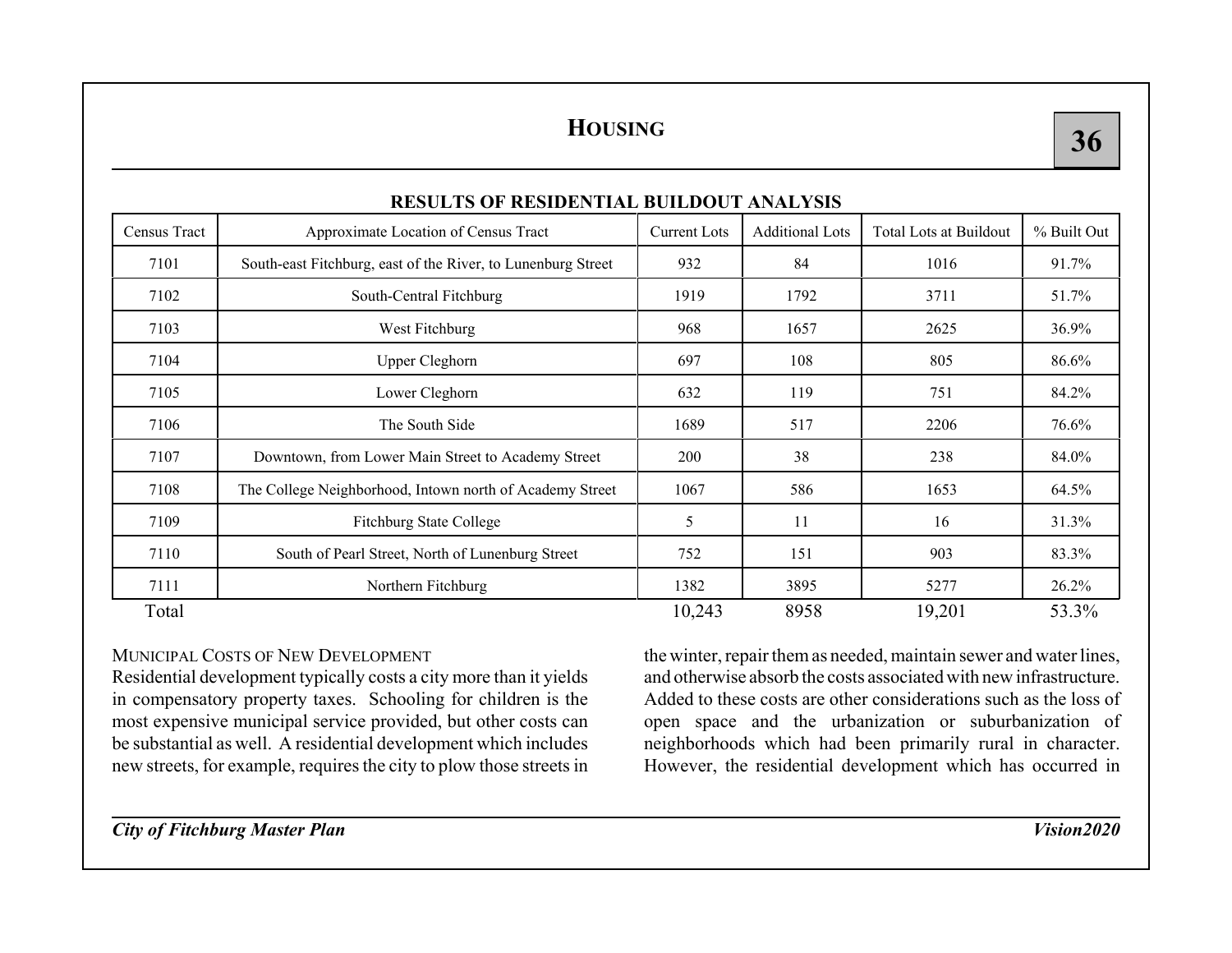# HOUSING

**RESULTS OF RESIDENTIAL BUILDOUT ANALYSIS**

| Census Tract | Approximate Location of Census Tract | Current Lots | Additional Lots | Total Lots at Buildout | % Built Out |
|---|---|---|---|---|---|
| 7101 | South-east Fitchburg, east of the River, to Lunenburg Street | 932 | 84 | 1016 | 91.7% |
| 7102 | South-Central Fitchburg | 1919 | 1792 | 3711 | 51.7% |
| 7103 | West Fitchburg | 968 | 1657 | 2625 | 36.9% |
| 7104 | Upper Cleghorn | 697 | 108 | 805 | 86.6% |
| 7105 | Lower Cleghorn | 632 | 119 | 751 | 84.2% |
| 7106 | The South Side | 1689 | 517 | 2206 | 76.6% |
| 7107 | Downtown, from Lower Main Street to Academy Street | 200 | 38 | 238 | 84.0% |
| 7108 | The College Neighborhood, Intown north of Academy Street | 1067 | 586 | 1653 | 64.5% |
| 7109 | Fitchburg State College | 5 | 11 | 16 | 31.3% |
| 7110 | South of Pearl Street, North of Lunenburg Street | 752 | 151 | 903 | 83.3% |
| 7111 | Northern Fitchburg | 1382 | 3895 | 5277 | 26.2% |
| Total | | 10,243 | 8958 | 19,201 | 53.3% |

MUNICIPAL COSTS OF NEW DEVELOPMENT

Residential development typically costs a city more than it yields in compensatory property taxes. Schooling for children is the most expensive municipal service provided, but other costs can be substantial as well. A residential development which includes new streets, for example, requires the city to plow those streets in the winter, repair them as needed, maintain sewer and water lines, and otherwise absorb the costs associated with new infrastructure. Added to these costs are other considerations such as the loss of open space and the urbanization or suburbanization of neighborhoods which had been primarily rural in character. However, the residential development which has occurred in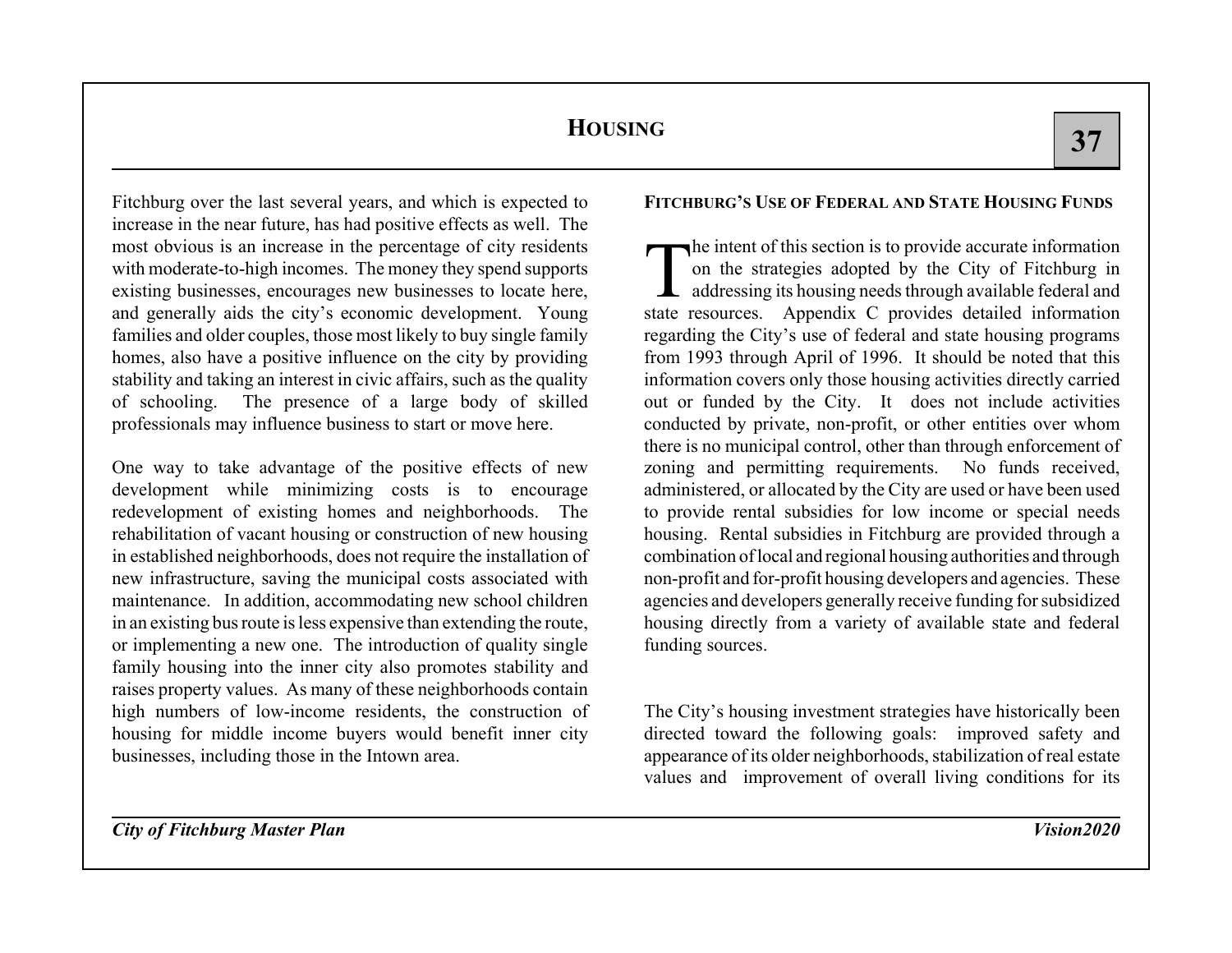Fitchburg over the last several years, and which is expected to increase in the near future, has had positive effects as well. The most obvious is an increase in the percentage of city residents with moderate-to-high incomes. The money they spend supports existing businesses, encourages new businesses to locate here, and generally aids the city's economic development. Young families and older couples, those most likely to buy single family homes, also have a positive influence on the city by providing stability and taking an interest in civic affairs, such as the quality of schooling. The presence of a large body of skilled professionals may influence business to start or move here.

One way to take advantage of the positive effects of new development while minimizing costs is to encourage redevelopment of existing homes and neighborhoods. The rehabilitation of vacant housing or construction of new housing in established neighborhoods, does not require the installation of new infrastructure, saving the municipal costs associated with maintenance. In addition, accommodating new school children in an existing bus route is less expensive than extending the route, or implementing a new one. The introduction of quality single family housing into the inner city also promotes stability and raises property values. As many of these neighborhoods contain high numbers of low-income residents, the construction of housing for middle income buyers would benefit inner city businesses, including those in the Intown area.

### FITCHBURG'S USE OF FEDERAL AND STATE HOUSING FUNDS

The intent of this section is to provide accurate information on the strategies adopted by the City of Fitchburg in addressing its housing needs through available federal and state resources. Appendix C provides detailed information regarding the City's use of federal and state housing programs from 1993 through April of 1996. It should be noted that this information covers only those housing activities directly carried out or funded by the City. It does not include activities conducted by private, non-profit, or other entities over whom there is no municipal control, other than through enforcement of zoning and permitting requirements. No funds received, administered, or allocated by the City are used or have been used to provide rental subsidies for low income or special needs housing. Rental subsidies in Fitchburg are provided through a combination of local and regional housing authorities and through non-profit and for-profit housing developers and agencies. These agencies and developers generally receive funding for subsidized housing directly from a variety of available state and federal funding sources.

The City's housing investment strategies have historically been directed toward the following goals: improved safety and appearance of its older neighborhoods, stabilization of real estate values and improvement of overall living conditions for its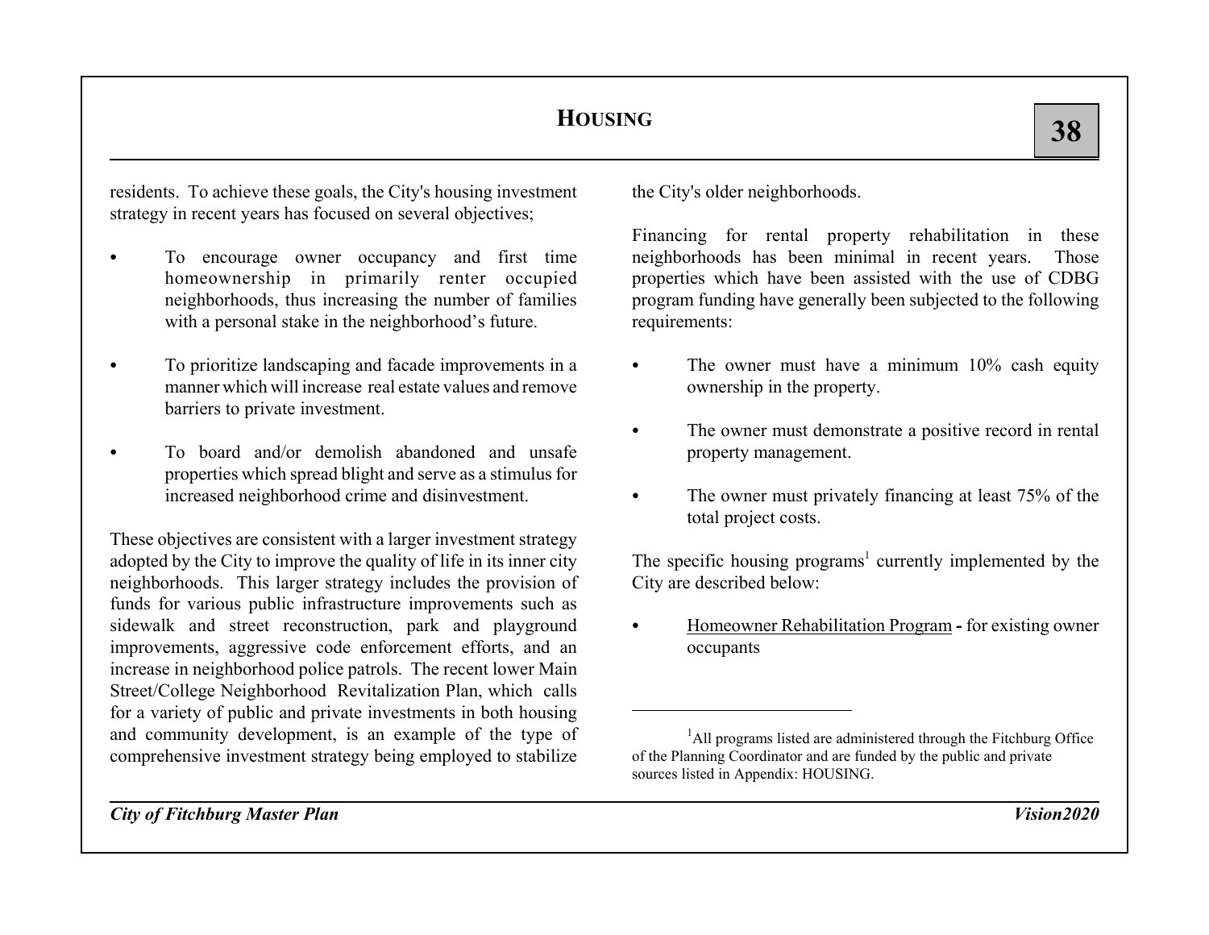residents. To achieve these goals, the City's housing investment strategy in recent years has focused on several objectives;

- To encourage owner occupancy and first time homeownership in primarily renter occupied neighborhoods, thus increasing the number of families with a personal stake in the neighborhood's future.
- To prioritize landscaping and facade improvements in a manner which will increase real estate values and remove barriers to private investment.
- To board and/or demolish abandoned and unsafe properties which spread blight and serve as a stimulus for increased neighborhood crime and disinvestment.

These objectives are consistent with a larger investment strategy adopted by the City to improve the quality of life in its inner city neighborhoods. This larger strategy includes the provision of funds for various public infrastructure improvements such as sidewalk and street reconstruction, park and playground improvements, aggressive code enforcement efforts, and an increase in neighborhood police patrols. The recent lower Main Street/College Neighborhood Revitalization Plan, which calls for a variety of public and private investments in both housing and community development, is an example of the type of comprehensive investment strategy being employed to stabilize the City's older neighborhoods.

Financing for rental property rehabilitation in these neighborhoods has been minimal in recent years. Those properties which have been assisted with the use of CDBG program funding have generally been subjected to the following requirements:

- The owner must have a minimum 10% cash equity ownership in the property.
- The owner must demonstrate a positive record in rental property management.
- The owner must privately financing at least 75% of the total project costs.

The specific housing programs[1] currently implemented by the City are described below:

- Homeowner Rehabilitation Program **-** for existing owner occupants

---

[1] All programs listed are administered through the Fitchburg Office of the Planning Coordinator and are funded by the public and private sources listed in Appendix: HOUSING.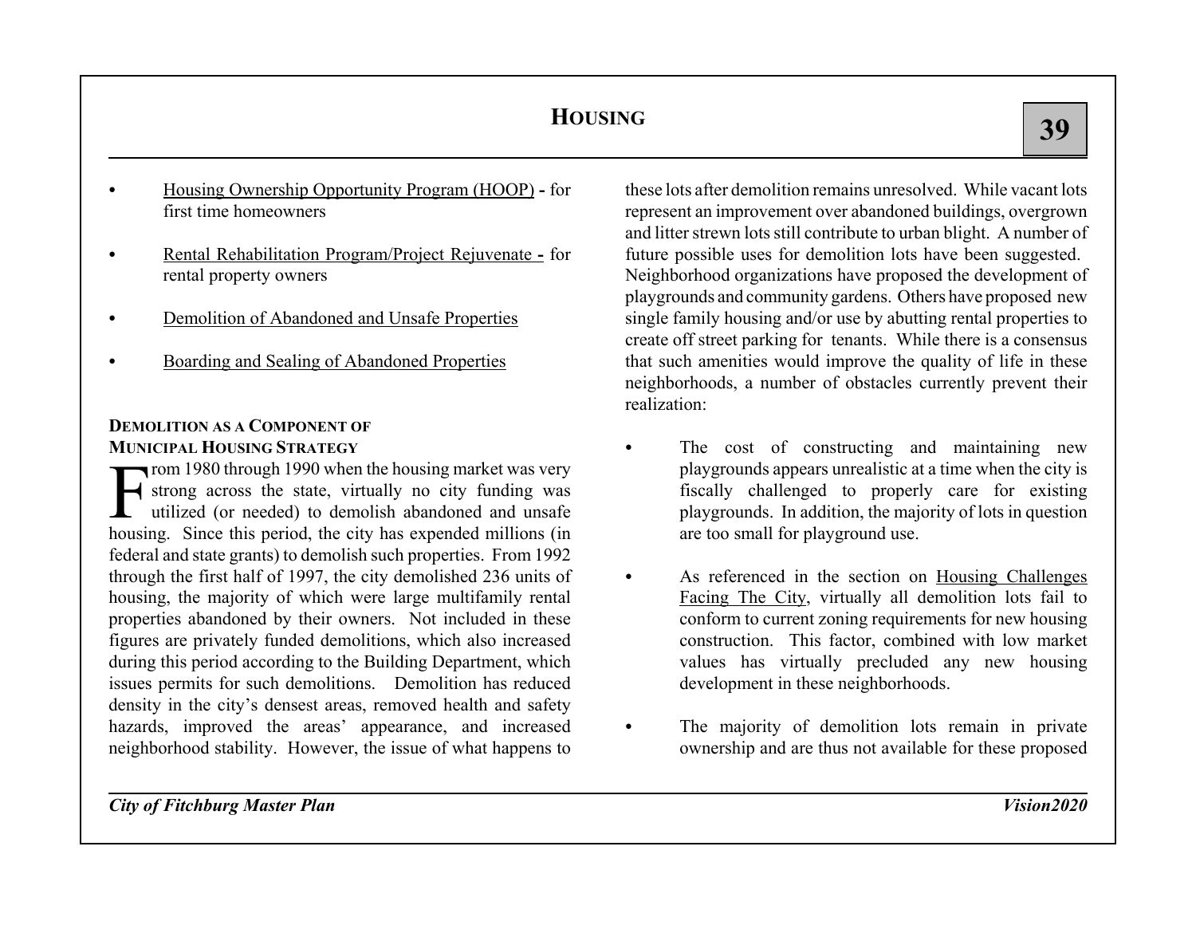- Housing Ownership Opportunity Program (HOOP) - for first time homeowners

- Rental Rehabilitation Program/Project Rejuvenate - for rental property owners

- Demolition of Abandoned and Unsafe Properties

- Boarding and Sealing of Abandoned Properties

### DEMOLITION AS A COMPONENT OF MUNICIPAL HOUSING STRATEGY

From 1980 through 1990 when the housing market was very strong across the state, virtually no city funding was utilized (or needed) to demolish abandoned and unsafe housing. Since this period, the city has expended millions (in federal and state grants) to demolish such properties. From 1992 through the first half of 1997, the city demolished 236 units of housing, the majority of which were large multifamily rental properties abandoned by their owners. Not included in these figures are privately funded demolitions, which also increased during this period according to the Building Department, which issues permits for such demolitions. Demolition has reduced density in the city's densest areas, removed health and safety hazards, improved the areas' appearance, and increased neighborhood stability. However, the issue of what happens to these lots after demolition remains unresolved. While vacant lots represent an improvement over abandoned buildings, overgrown and litter strewn lots still contribute to urban blight. A number of future possible uses for demolition lots have been suggested. Neighborhood organizations have proposed the development of playgrounds and community gardens. Others have proposed new single family housing and/or use by abutting rental properties to create off street parking for tenants. While there is a consensus that such amenities would improve the quality of life in these neighborhoods, a number of obstacles currently prevent their realization:

- The cost of constructing and maintaining new playgrounds appears unrealistic at a time when the city is fiscally challenged to properly care for existing playgrounds. In addition, the majority of lots in question are too small for playground use.

- As referenced in the section on Housing Challenges Facing The City, virtually all demolition lots fail to conform to current zoning requirements for new housing construction. This factor, combined with low market values has virtually precluded any new housing development in these neighborhoods.

- The majority of demolition lots remain in private ownership and are thus not available for these proposed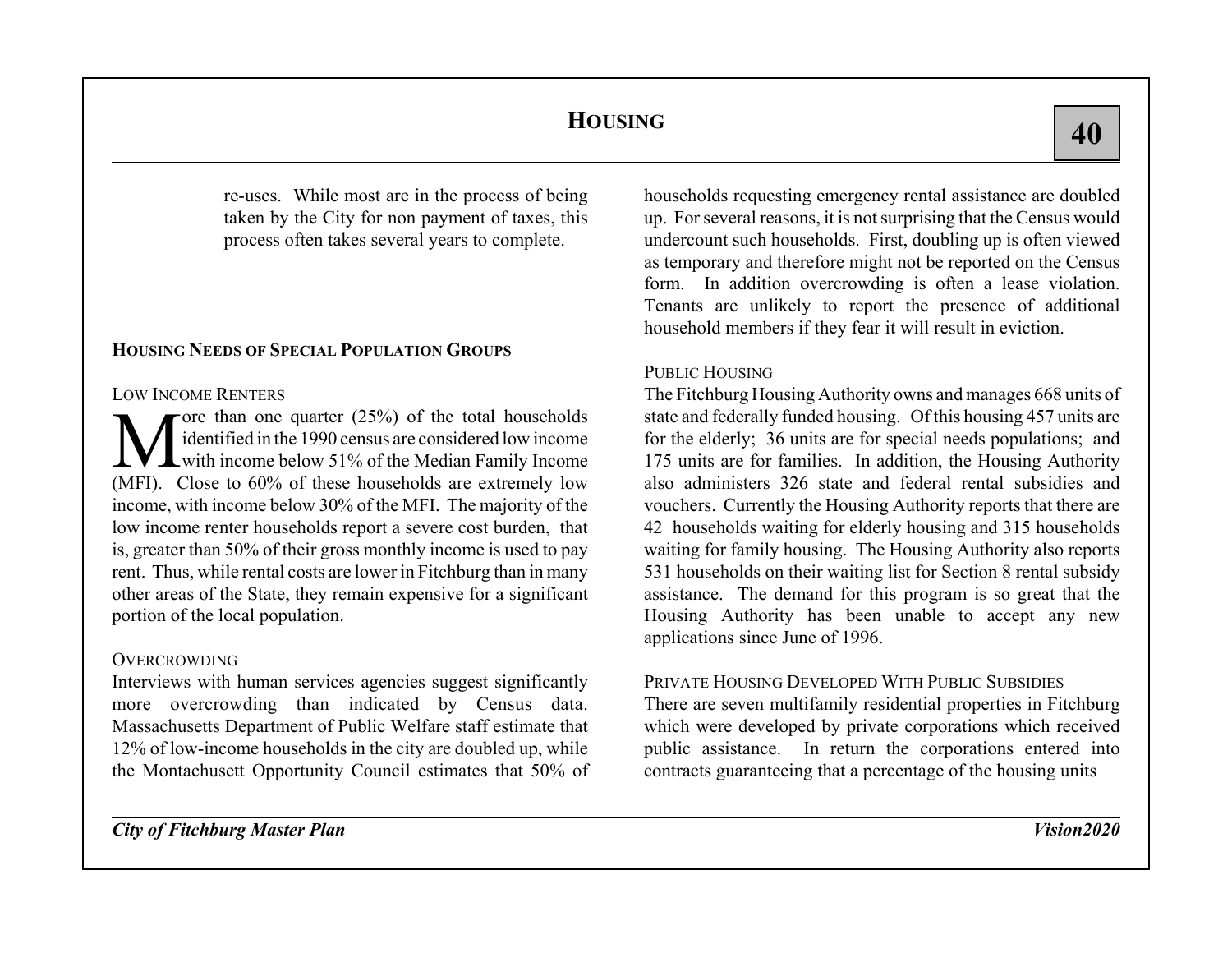re-uses. While most are in the process of being taken by the City for non payment of taxes, this process often takes several years to complete.

### Housing Needs of Special Population Groups

#### Low Income Renters

More than one quarter (25%) of the total households identified in the 1990 census are considered low income with income below 51% of the Median Family Income (MFI). Close to 60% of these households are extremely low income, with income below 30% of the MFI. The majority of the low income renter households report a severe cost burden, that is, greater than 50% of their gross monthly income is used to pay rent. Thus, while rental costs are lower in Fitchburg than in many other areas of the State, they remain expensive for a significant portion of the local population.

#### Overcrowding

Interviews with human services agencies suggest significantly more overcrowding than indicated by Census data. Massachusetts Department of Public Welfare staff estimate that 12% of low-income households in the city are doubled up, while the Montachusett Opportunity Council estimates that 50% of households requesting emergency rental assistance are doubled up. For several reasons, it is not surprising that the Census would undercount such households. First, doubling up is often viewed as temporary and therefore might not be reported on the Census form. In addition overcrowding is often a lease violation. Tenants are unlikely to report the presence of additional household members if they fear it will result in eviction.

#### Public Housing

The Fitchburg Housing Authority owns and manages 668 units of state and federally funded housing. Of this housing 457 units are for the elderly; 36 units are for special needs populations; and 175 units are for families. In addition, the Housing Authority also administers 326 state and federal rental subsidies and vouchers. Currently the Housing Authority reports that there are 42 households waiting for elderly housing and 315 households waiting for family housing. The Housing Authority also reports 531 households on their waiting list for Section 8 rental subsidy assistance. The demand for this program is so great that the Housing Authority has been unable to accept any new applications since June of 1996.

#### Private Housing Developed With Public Subsidies

There are seven multifamily residential properties in Fitchburg which were developed by private corporations which received public assistance. In return the corporations entered into contracts guaranteeing that a percentage of the housing units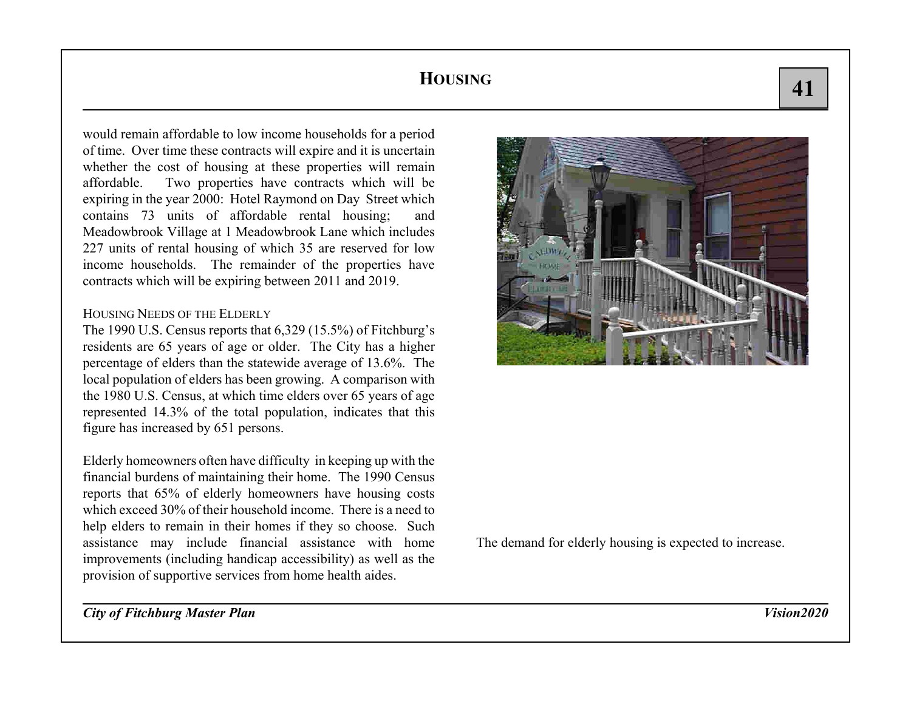would remain affordable to low income households for a period of time. Over time these contracts will expire and it is uncertain whether the cost of housing at these properties will remain affordable. Two properties have contracts which will be expiring in the year 2000: Hotel Raymond on Day Street which contains 73 units of affordable rental housing; and Meadowbrook Village at 1 Meadowbrook Lane which includes 227 units of rental housing of which 35 are reserved for low income households. The remainder of the properties have contracts which will be expiring between 2011 and 2019.

### Housing Needs of the Elderly

The 1990 U.S. Census reports that 6,329 (15.5%) of Fitchburg's residents are 65 years of age or older. The City has a higher percentage of elders than the statewide average of 13.6%. The local population of elders has been growing. A comparison with the 1980 U.S. Census, at which time elders over 65 years of age represented 14.3% of the total population, indicates that this figure has increased by 651 persons.

Elderly homeowners often have difficulty in keeping up with the financial burdens of maintaining their home. The 1990 Census reports that 65% of elderly homeowners have housing costs which exceed 30% of their household income. There is a need to help elders to remain in their homes if they so choose. Such assistance may include financial assistance with home improvements (including handicap accessibility) as well as the provision of supportive services from home health aides.

The demand for elderly housing is expected to increase.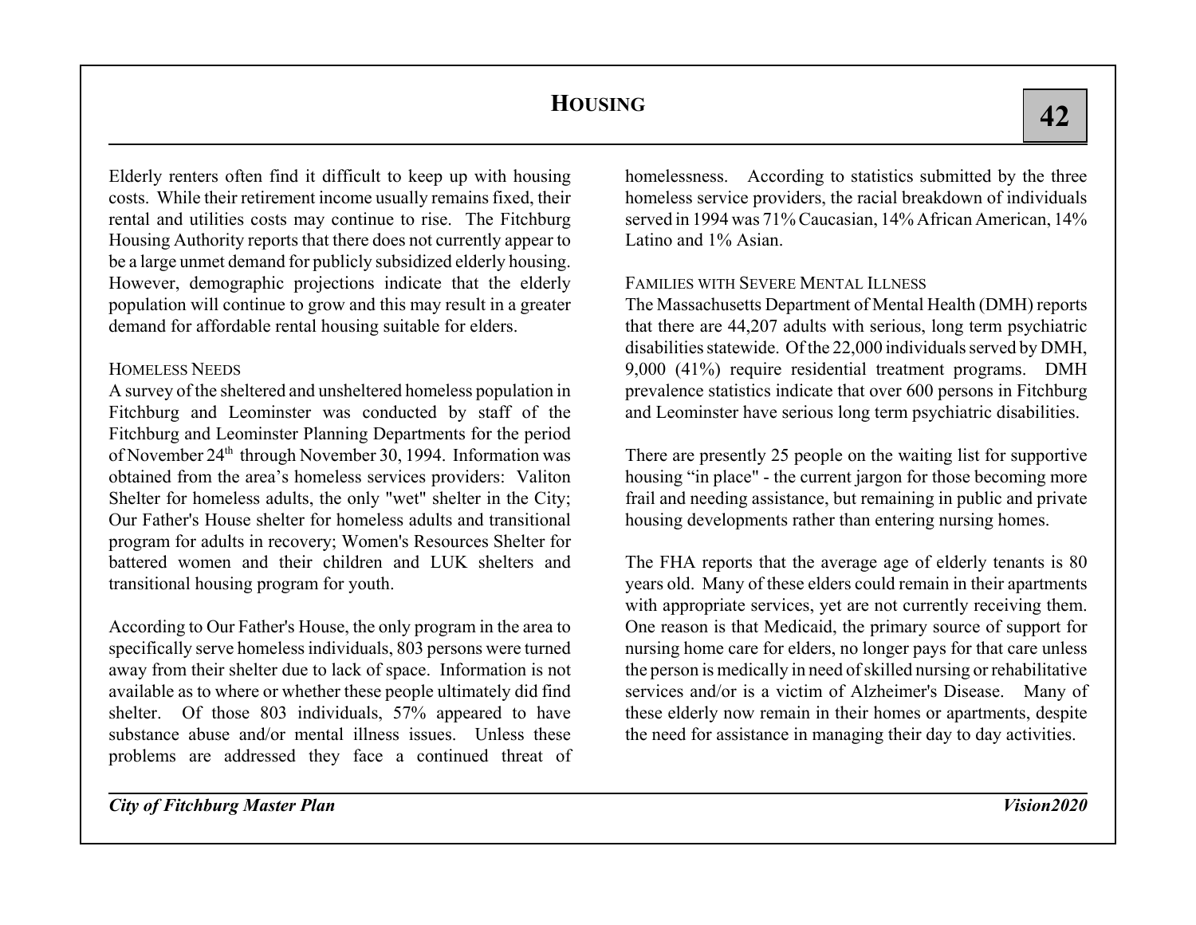Elderly renters often find it difficult to keep up with housing costs. While their retirement income usually remains fixed, their rental and utilities costs may continue to rise. The Fitchburg Housing Authority reports that there does not currently appear to be a large unmet demand for publicly subsidized elderly housing. However, demographic projections indicate that the elderly population will continue to grow and this may result in a greater demand for affordable rental housing suitable for elders.

### HOMELESS NEEDS

A survey of the sheltered and unsheltered homeless population in Fitchburg and Leominster was conducted by staff of the Fitchburg and Leominster Planning Departments for the period of November 24th through November 30, 1994. Information was obtained from the area's homeless services providers: Valiton Shelter for homeless adults, the only "wet" shelter in the City; Our Father's House shelter for homeless adults and transitional program for adults in recovery; Women's Resources Shelter for battered women and their children and LUK shelters and transitional housing program for youth.

According to Our Father's House, the only program in the area to specifically serve homeless individuals, 803 persons were turned away from their shelter due to lack of space. Information is not available as to where or whether these people ultimately did find shelter. Of those 803 individuals, 57% appeared to have substance abuse and/or mental illness issues. Unless these problems are addressed they face a continued threat of homelessness. According to statistics submitted by the three homeless service providers, the racial breakdown of individuals served in 1994 was 71% Caucasian, 14% African American, 14% Latino and 1% Asian.

### FAMILIES WITH SEVERE MENTAL ILLNESS

The Massachusetts Department of Mental Health (DMH) reports that there are 44,207 adults with serious, long term psychiatric disabilities statewide. Of the 22,000 individuals served by DMH, 9,000 (41%) require residential treatment programs. DMH prevalence statistics indicate that over 600 persons in Fitchburg and Leominster have serious long term psychiatric disabilities.

There are presently 25 people on the waiting list for supportive housing "in place" - the current jargon for those becoming more frail and needing assistance, but remaining in public and private housing developments rather than entering nursing homes.

The FHA reports that the average age of elderly tenants is 80 years old. Many of these elders could remain in their apartments with appropriate services, yet are not currently receiving them. One reason is that Medicaid, the primary source of support for nursing home care for elders, no longer pays for that care unless the person is medically in need of skilled nursing or rehabilitative services and/or is a victim of Alzheimer's Disease. Many of these elderly now remain in their homes or apartments, despite the need for assistance in managing their day to day activities.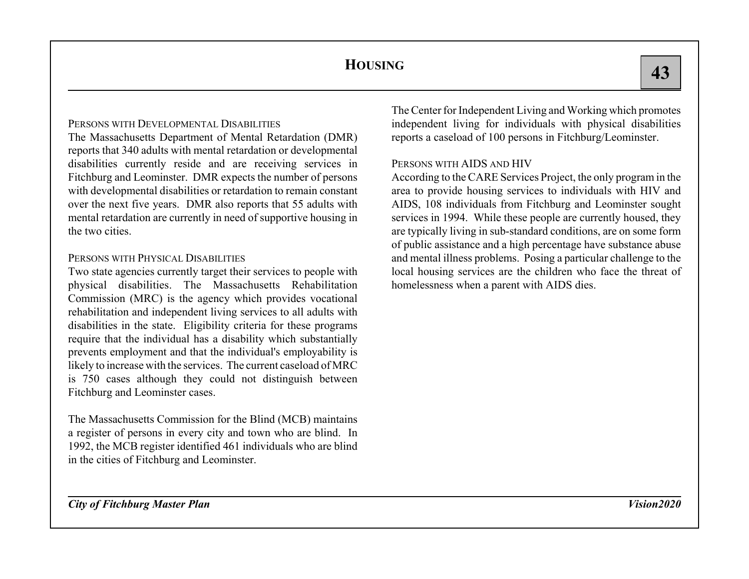### Persons with Developmental Disabilities

The Massachusetts Department of Mental Retardation (DMR) reports that 340 adults with mental retardation or developmental disabilities currently reside and are receiving services in Fitchburg and Leominster. DMR expects the number of persons with developmental disabilities or retardation to remain constant over the next five years. DMR also reports that 55 adults with mental retardation are currently in need of supportive housing in the two cities.

### Persons with Physical Disabilities

Two state agencies currently target their services to people with physical disabilities. The Massachusetts Rehabilitation Commission (MRC) is the agency which provides vocational rehabilitation and independent living services to all adults with disabilities in the state. Eligibility criteria for these programs require that the individual has a disability which substantially prevents employment and that the individual's employability is likely to increase with the services. The current caseload of MRC is 750 cases although they could not distinguish between Fitchburg and Leominster cases.

The Massachusetts Commission for the Blind (MCB) maintains a register of persons in every city and town who are blind. In 1992, the MCB register identified 461 individuals who are blind in the cities of Fitchburg and Leominster.

The Center for Independent Living and Working which promotes independent living for individuals with physical disabilities reports a caseload of 100 persons in Fitchburg/Leominster.

### Persons with AIDS and HIV

According to the CARE Services Project, the only program in the area to provide housing services to individuals with HIV and AIDS, 108 individuals from Fitchburg and Leominster sought services in 1994. While these people are currently housed, they are typically living in sub-standard conditions, are on some form of public assistance and a high percentage have substance abuse and mental illness problems. Posing a particular challenge to the local housing services are the children who face the threat of homelessness when a parent with AIDS dies.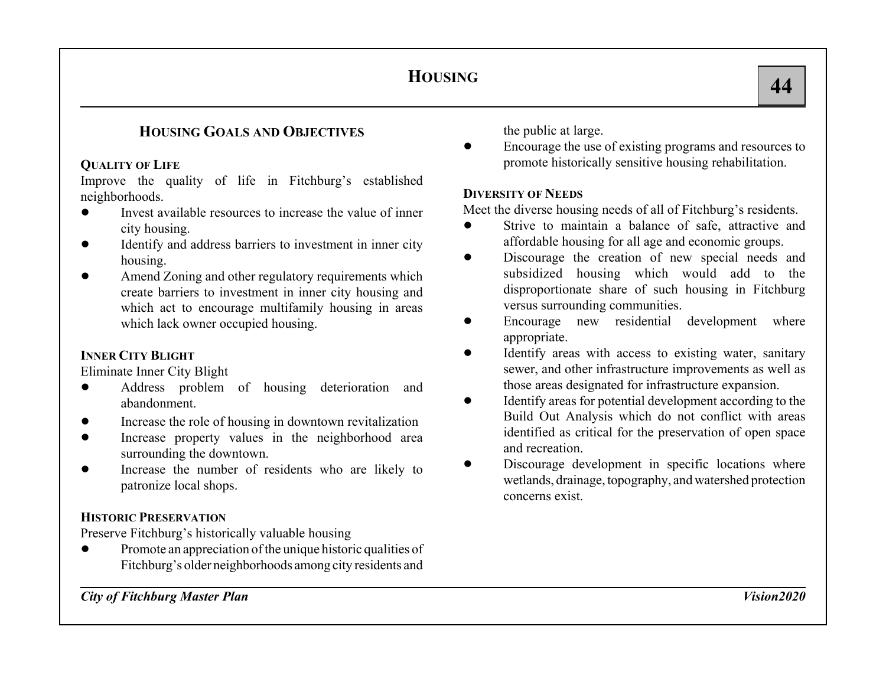## Housing Goals and Objectives

### Quality of Life

Improve the quality of life in Fitchburg's established neighborhoods.

- Invest available resources to increase the value of inner city housing.
- Identify and address barriers to investment in inner city housing.
- Amend Zoning and other regulatory requirements which create barriers to investment in inner city housing and which act to encourage multifamily housing in areas which lack owner occupied housing.

### Inner City Blight

Eliminate Inner City Blight

- Address problem of housing deterioration and abandonment.
- Increase the role of housing in downtown revitalization
- Increase property values in the neighborhood area surrounding the downtown.
- Increase the number of residents who are likely to patronize local shops.

### Historic Preservation

Preserve Fitchburg's historically valuable housing

- Promote an appreciation of the unique historic qualities of Fitchburg's older neighborhoods among city residents and the public at large.
- Encourage the use of existing programs and resources to promote historically sensitive housing rehabilitation.

### Diversity of Needs

Meet the diverse housing needs of all of Fitchburg's residents.

- Strive to maintain a balance of safe, attractive and affordable housing for all age and economic groups.
- Discourage the creation of new special needs and subsidized housing which would add to the disproportionate share of such housing in Fitchburg versus surrounding communities.
- Encourage new residential development where appropriate.
- Identify areas with access to existing water, sanitary sewer, and other infrastructure improvements as well as those areas designated for infrastructure expansion.
- Identify areas for potential development according to the Build Out Analysis which do not conflict with areas identified as critical for the preservation of open space and recreation.
- Discourage development in specific locations where wetlands, drainage, topography, and watershed protection concerns exist.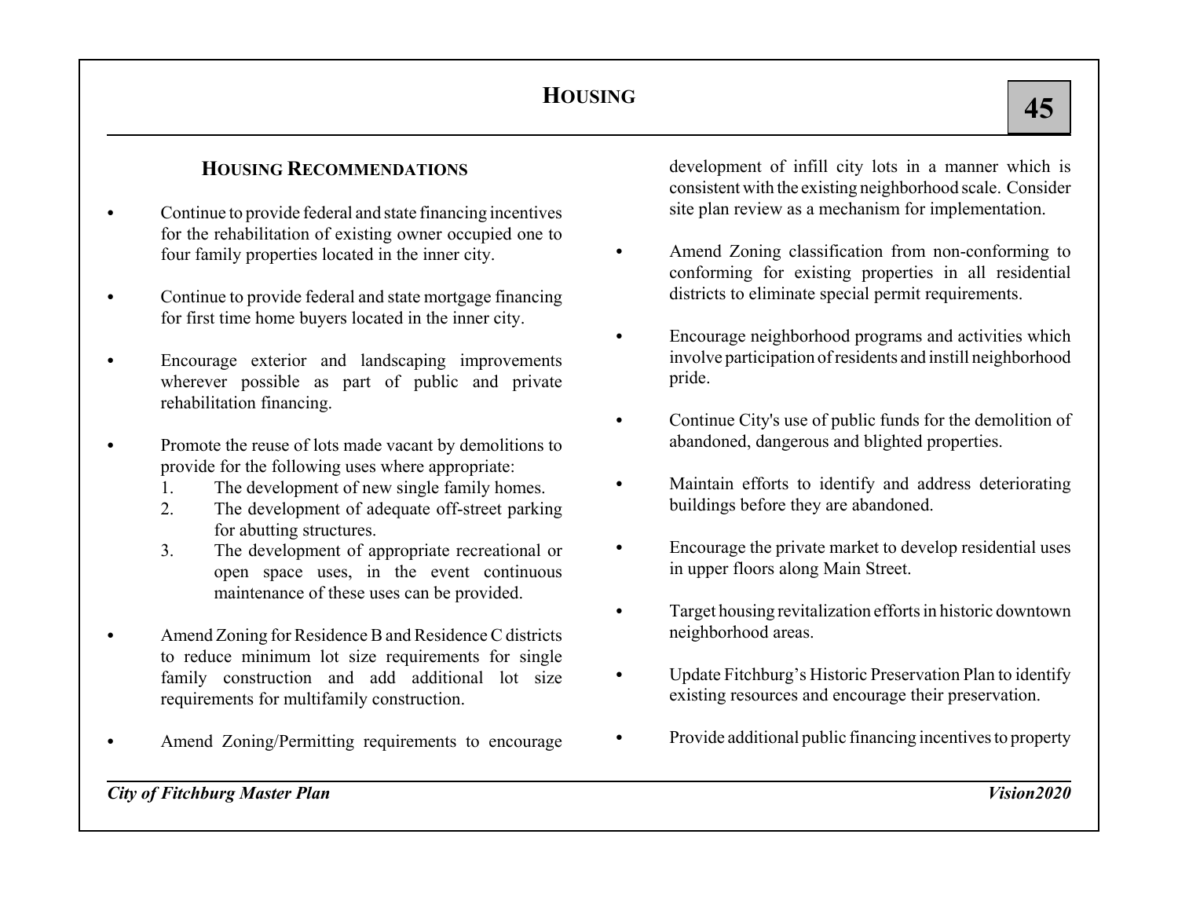## HOUSING

### HOUSING RECOMMENDATIONS

- Continue to provide federal and state financing incentives for the rehabilitation of existing owner occupied one to four family properties located in the inner city.
- Continue to provide federal and state mortgage financing for first time home buyers located in the inner city.
- Encourage exterior and landscaping improvements wherever possible as part of public and private rehabilitation financing.
- Promote the reuse of lots made vacant by demolitions to provide for the following uses where appropriate:
  1. The development of new single family homes.
  2. The development of adequate off-street parking for abutting structures.
  3. The development of appropriate recreational or open space uses, in the event continuous maintenance of these uses can be provided.
- Amend Zoning for Residence B and Residence C districts to reduce minimum lot size requirements for single family construction and add additional lot size requirements for multifamily construction.
- Amend Zoning/Permitting requirements to encourage development of infill city lots in a manner which is consistent with the existing neighborhood scale. Consider site plan review as a mechanism for implementation.
- Amend Zoning classification from non-conforming to conforming for existing properties in all residential districts to eliminate special permit requirements.
- Encourage neighborhood programs and activities which involve participation of residents and instill neighborhood pride.
- Continue City's use of public funds for the demolition of abandoned, dangerous and blighted properties.
- Maintain efforts to identify and address deteriorating buildings before they are abandoned.
- Encourage the private market to develop residential uses in upper floors along Main Street.
- Target housing revitalization efforts in historic downtown neighborhood areas.
- Update Fitchburg's Historic Preservation Plan to identify existing resources and encourage their preservation.
- Provide additional public financing incentives to property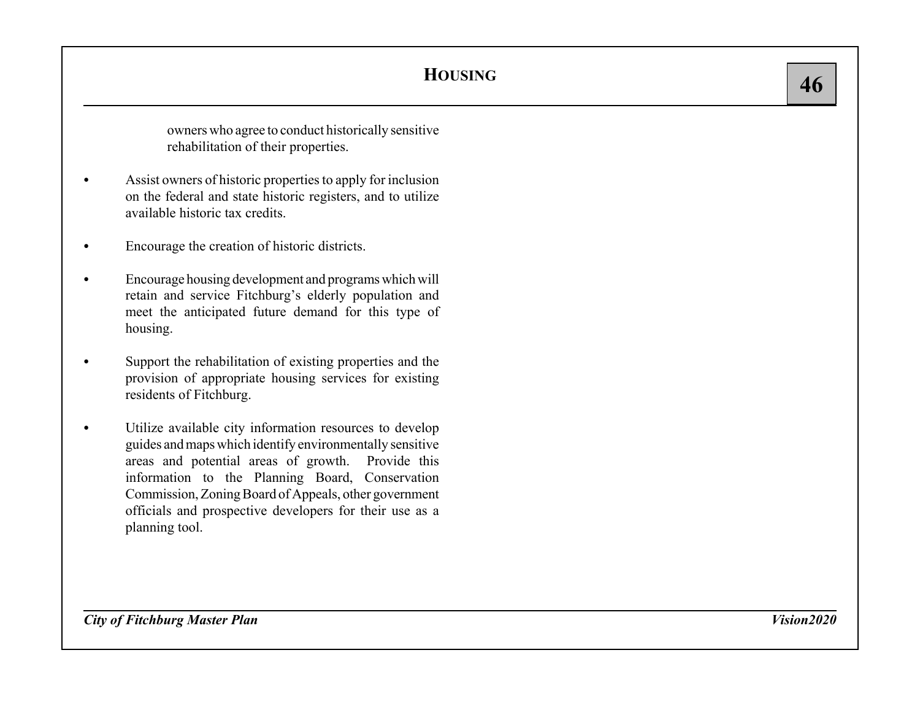owners who agree to conduct historically sensitive rehabilitation of their properties.

- Assist owners of historic properties to apply for inclusion on the federal and state historic registers, and to utilize available historic tax credits.

- Encourage the creation of historic districts.

- Encourage housing development and programs which will retain and service Fitchburg's elderly population and meet the anticipated future demand for this type of housing.

- Support the rehabilitation of existing properties and the provision of appropriate housing services for existing residents of Fitchburg.

- Utilize available city information resources to develop guides and maps which identify environmentally sensitive areas and potential areas of growth. Provide this information to the Planning Board, Conservation Commission, Zoning Board of Appeals, other government officials and prospective developers for their use as a planning tool.